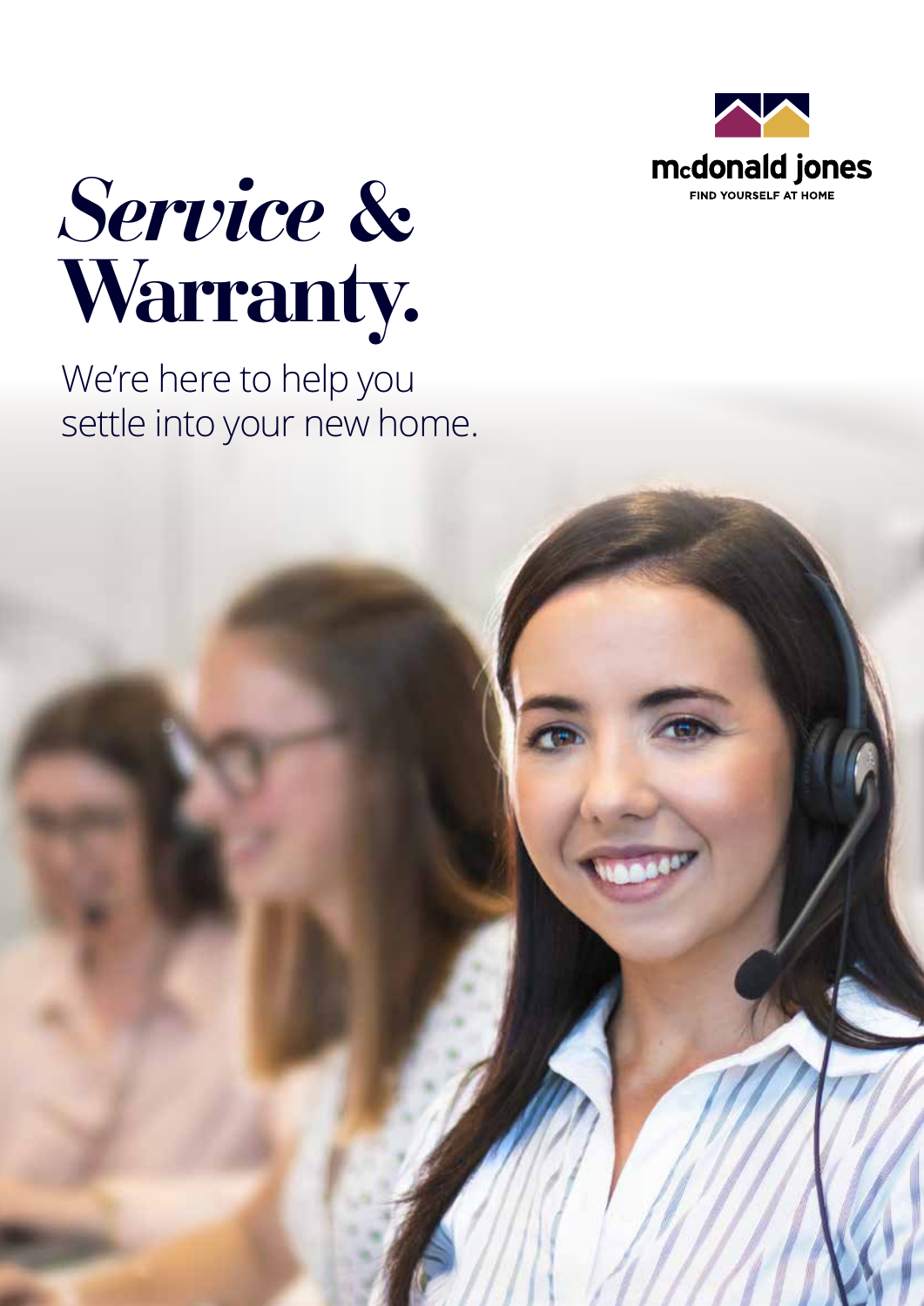mcdonald jones

FIND YOURSELF AT HOME

# *Service &* **Warranty.**

We're here to help you settle into your new home.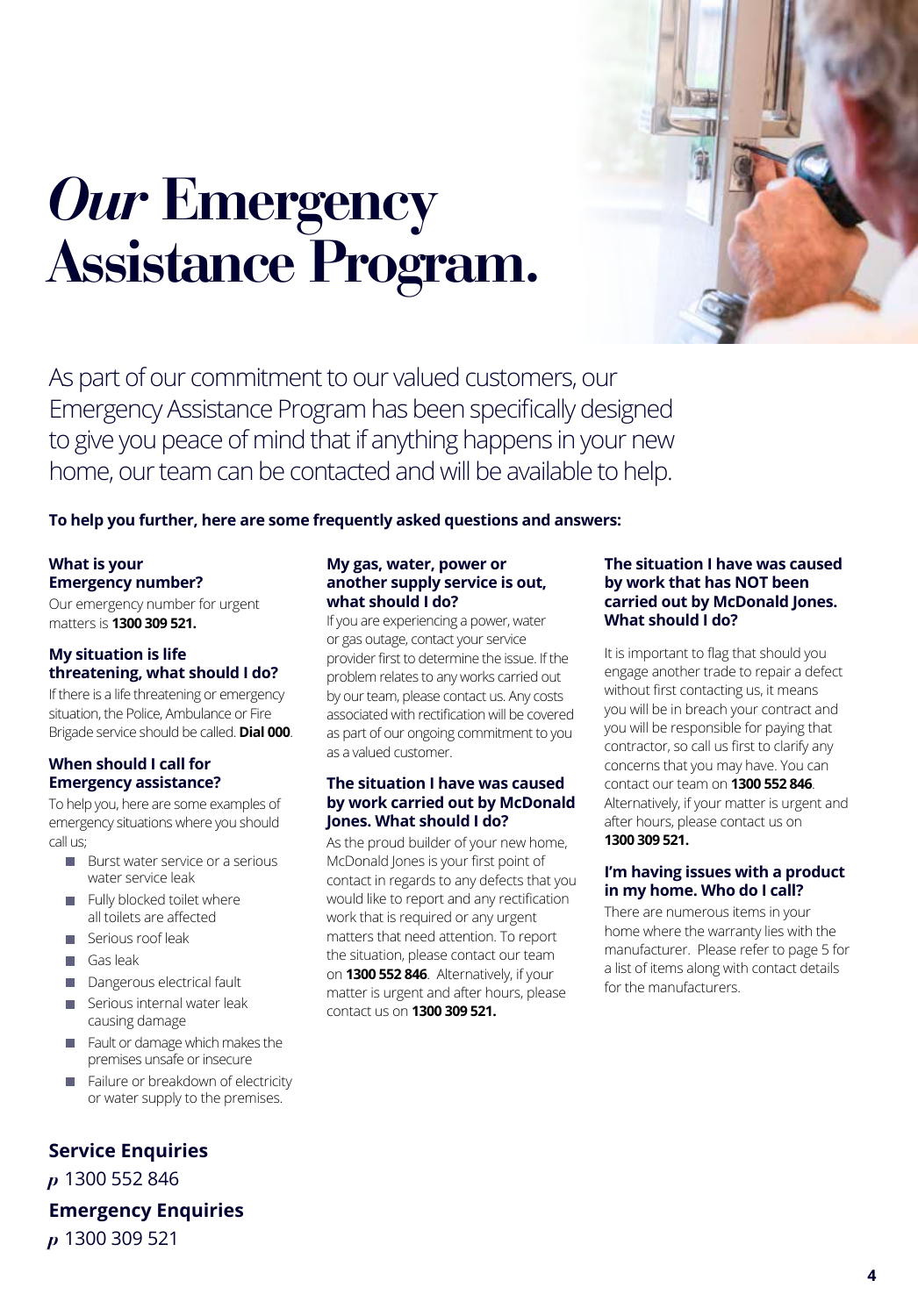# *Our* Emergency Assistance Program.

As part of our commitment to our valued customers, our Emergency Assistance Program has been specifically designed to give you peace of mind that if anything happens in your new home, our team can be contacted and will be available to help.

**To help you further, here are some frequently asked questions and answers:**

### What is your Emergency number?

Our emergency number for urgent matters is **1300 309 521.**

### My situation is life threatening, what should I do?

If there is a life threatening or emergency situation, the Police, Ambulance or Fire Brigade service should be called. **Dial 000**.

### When should I call for Emergency assistance?

To help you, here are some examples of emergency situations where you should call us;

- Burst water service or a serious water service leak
- Fully blocked toilet where all toilets are affected
- Serious roof leak
- Gas leak
- Dangerous electrical fault
- Serious internal water leak causing damage
- Fault or damage which makes the premises unsafe or insecure
- Failure or breakdown of electricity or water supply to the premises.

### My gas, water, power or another supply service is out, what should I do?

If you are experiencing a power, water or gas outage, contact your service provider first to determine the issue. If the problem relates to any works carried out by our team, please contact us. Any costs associated with rectification will be covered as part of our ongoing commitment to you as a valued customer.

### The situation I have was caused by work carried out by McDonald Jones. What should I do?

As the proud builder of your new home, McDonald Jones is your first point of contact in regards to any defects that you would like to report and any rectification work that is required or any urgent matters that need attention. To report the situation, please contact our team on **1300 552 846**. Alternatively, if your matter is urgent and after hours, please contact us on **1300 309 521.**

### The situation I have was caused by work that has NOT been carried out by McDonald Jones. What should I do?

It is important to flag that should you engage another trade to repair a defect without first contacting us, it means you will be in breach your contract and you will be responsible for paying that contractor, so call us first to clarify any concerns that you may have. You can contact our team on **1300 552 846**. Alternatively, if your matter is urgent and after hours, please contact us on **1300 309 521.**

### I'm having issues with a product in my home. Who do I call?

There are numerous items in your home where the warranty lies with the manufacturer. Please refer to page 5 for a list of items along with contact details for the manufacturers.

**Service Enquiries**

*p* 1300 552 846

**Emergency Enquiries**

*p* 1300 309 521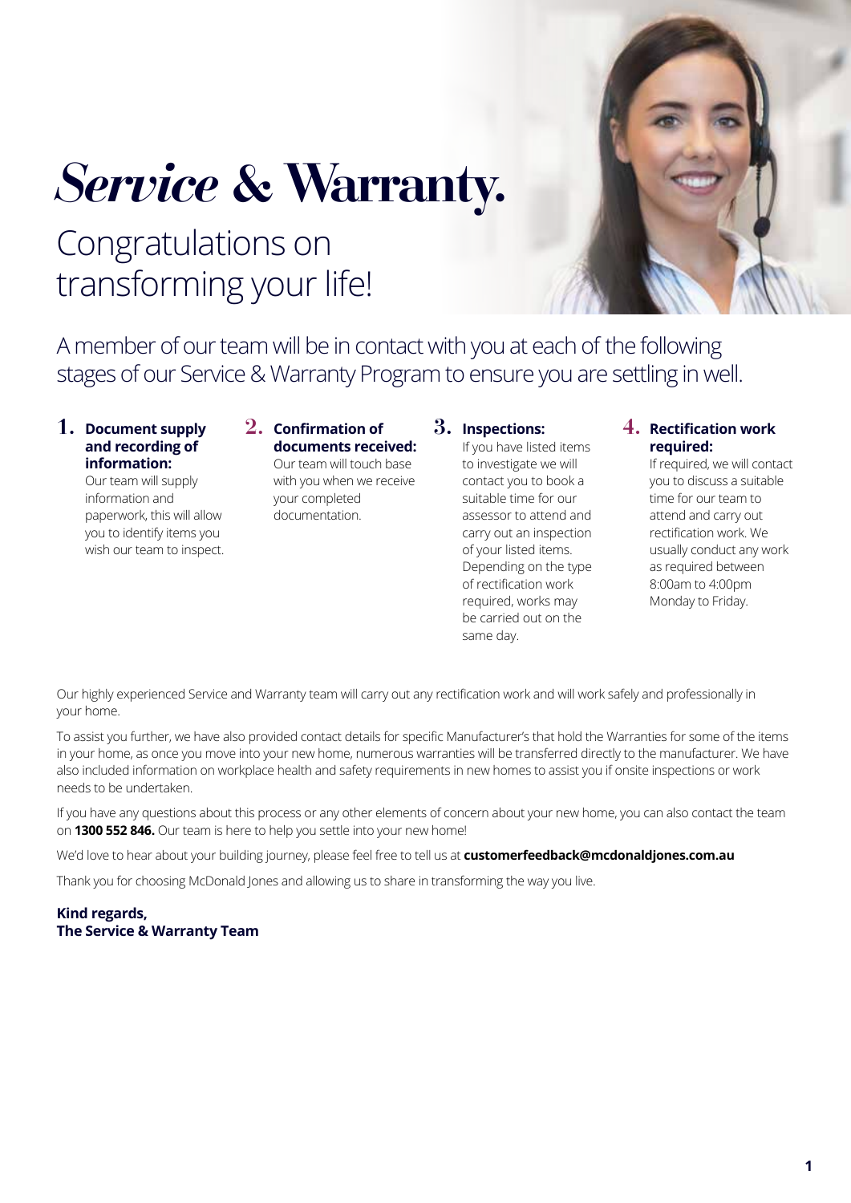# *Service* & Warranty.

## Congratulations on transforming your life!

A member of our team will be in contact with you at each of the following stages of our Service & Warranty Program to ensure you are settling in well.

1. **Document supply and recording of information:** Our team will supply information and paperwork, this will allow you to identify items you wish our team to inspect.

2. **Confirmation of documents received:** Our team will touch base with you when we receive your completed documentation.

3. **Inspections:** If you have listed items to investigate we will contact you to book a suitable time for our assessor to attend and carry out an inspection of your listed items. Depending on the type of rectification work required, works may be carried out on the same day.

4. **Rectification work required:** If required, we will contact you to discuss a suitable time for our team to attend and carry out rectification work. We usually conduct any work as required between 8:00am to 4:00pm Monday to Friday.

Our highly experienced Service and Warranty team will carry out any rectification work and will work safely and professionally in your home.

To assist you further, we have also provided contact details for specific Manufacturer's that hold the Warranties for some of the items in your home, as once you move into your new home, numerous warranties will be transferred directly to the manufacturer. We have also included information on workplace health and safety requirements in new homes to assist you if onsite inspections or work needs to be undertaken.

If you have any questions about this process or any other elements of concern about your new home, you can also contact the team on **1300 552 846.** Our team is here to help you settle into your new home!

We'd love to hear about your building journey, please feel free to tell us at **customerfeedback@mcdonaldjones.com.au**

Thank you for choosing McDonald Jones and allowing us to share in transforming the way you live.

**Kind regards,**
**The Service & Warranty Team**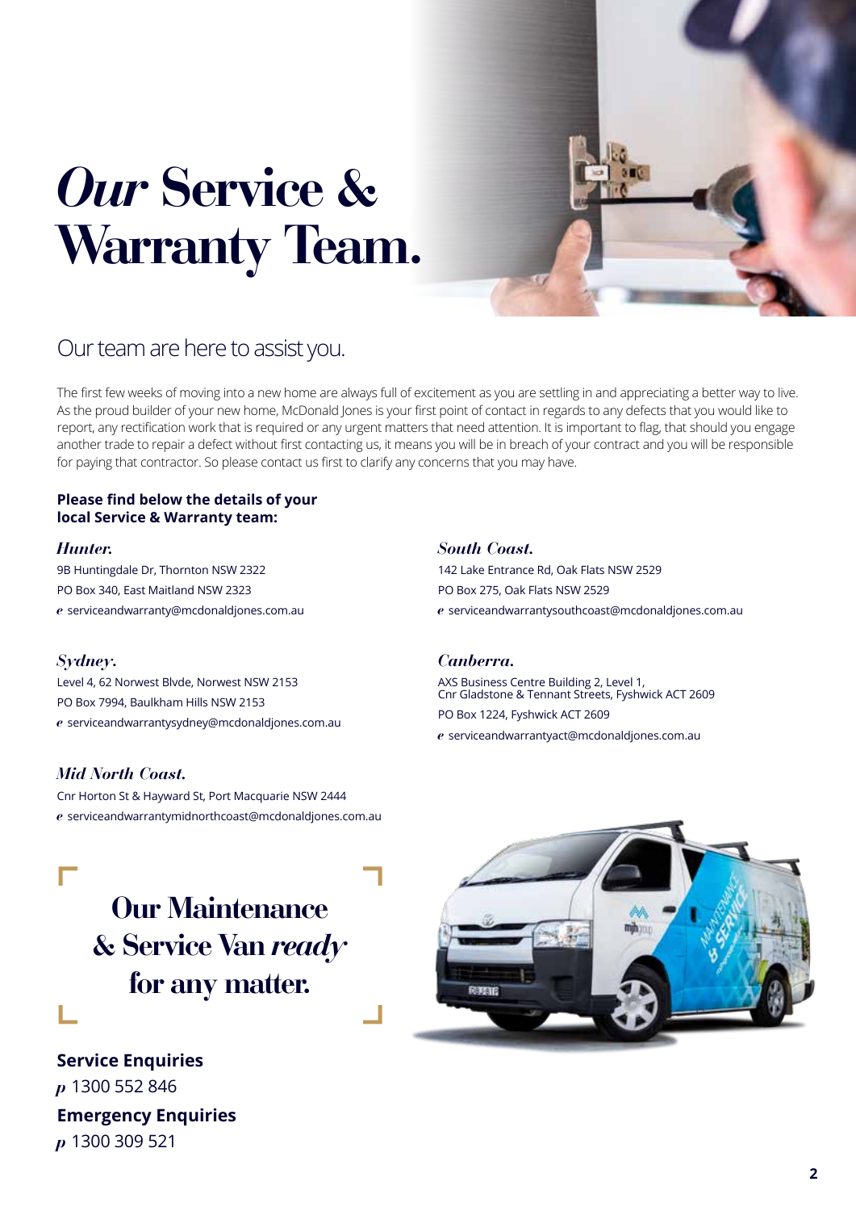# *Our* Service & Warranty Team.

## Our team are here to assist you.

The first few weeks of moving into a new home are always full of excitement as you are settling in and appreciating a better way to live. As the proud builder of your new home, McDonald Jones is your first point of contact in regards to any defects that you would like to report, any rectification work that is required or any urgent matters that need attention. It is important to flag, that should you engage another trade to repair a defect without first contacting us, it means you will be in breach of your contract and you will be responsible for paying that contractor. So please contact us first to clarify any concerns that you may have.

**Please find below the details of your local Service & Warranty team:**

### *Hunter.*

9B Huntingdale Dr, Thornton NSW 2322
PO Box 340, East Maitland NSW 2323
*e* serviceandwarranty@mcdonaldjones.com.au

### *Sydney.*

Level 4, 62 Norwest Blvde, Norwest NSW 2153
PO Box 7994, Baulkham Hills NSW 2153
*e* serviceandwarrantysydney@mcdonaldjones.com.au

### *Mid North Coast.*

Cnr Horton St & Hayward St, Port Macquarie NSW 2444
*e* serviceandwarrantymidnorthcoast@mcdonaldjones.com.au

### *South Coast.*

142 Lake Entrance Rd, Oak Flats NSW 2529
PO Box 275, Oak Flats NSW 2529
*e* serviceandwarrantysouthcoast@mcdonaldjones.com.au

### *Canberra.*

AXS Business Centre Building 2, Level 1,
Cnr Gladstone & Tennant Streets, Fyshwick ACT 2609
PO Box 1224, Fyshwick ACT 2609
*e* serviceandwarrantyact@mcdonaldjones.com.au

## Our Maintenance & Service Van *ready* for any matter.

**Service Enquiries**
*p* 1300 552 846

**Emergency Enquiries**
*p* 1300 309 521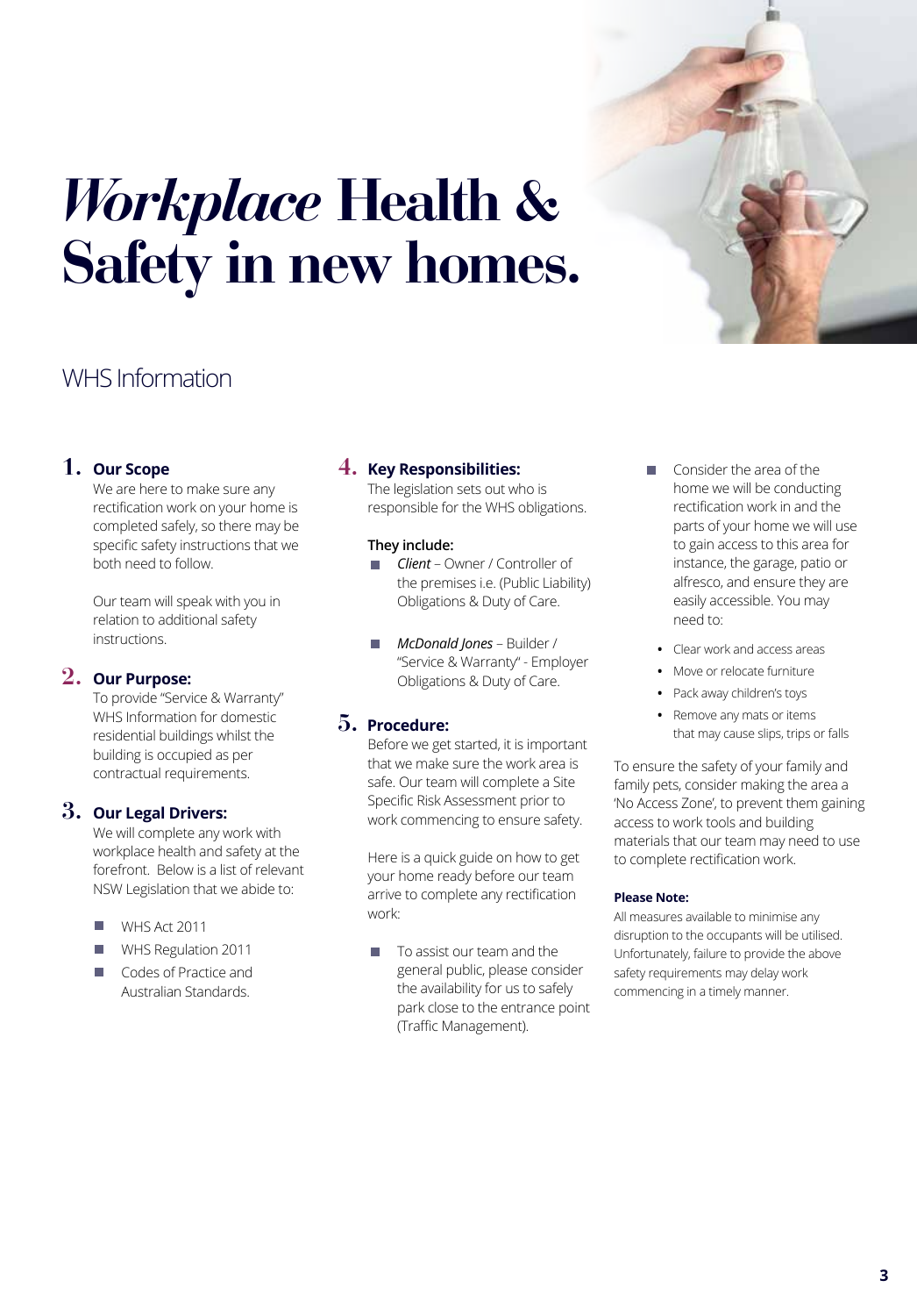# *Workplace* Health & Safety in new homes.

## WHS Information

### 1. Our Scope

We are here to make sure any rectification work on your home is completed safely, so there may be specific safety instructions that we both need to follow.

Our team will speak with you in relation to additional safety instructions.

### 2. Our Purpose:

To provide "Service & Warranty" WHS Information for domestic residential buildings whilst the building is occupied as per contractual requirements.

### 3. Our Legal Drivers:

We will complete any work with workplace health and safety at the forefront. Below is a list of relevant NSW Legislation that we abide to:

- WHS Act 2011
- WHS Regulation 2011
- Codes of Practice and Australian Standards.

### 4. Key Responsibilities:

The legislation sets out who is responsible for the WHS obligations.

**They include:**

- *Client* – Owner / Controller of the premises i.e. (Public Liability) Obligations & Duty of Care.
- *McDonald Jones* – Builder / "Service & Warranty" - Employer Obligations & Duty of Care.

### 5. Procedure:

Before we get started, it is important that we make sure the work area is safe. Our team will complete a Site Specific Risk Assessment prior to work commencing to ensure safety.

Here is a quick guide on how to get your home ready before our team arrive to complete any rectification work:

- To assist our team and the general public, please consider the availability for us to safely park close to the entrance point (Traffic Management).
- Consider the area of the home we will be conducting rectification work in and the parts of your home we will use to gain access to this area for instance, the garage, patio or alfresco, and ensure they are easily accessible. You may need to:
  - Clear work and access areas
  - Move or relocate furniture
  - Pack away children's toys
  - Remove any mats or items that may cause slips, trips or falls

To ensure the safety of your family and family pets, consider making the area a 'No Access Zone', to prevent them gaining access to work tools and building materials that our team may need to use to complete rectification work.

**Please Note:**

All measures available to minimise any disruption to the occupants will be utilised. Unfortunately, failure to provide the above safety requirements may delay work commencing in a timely manner.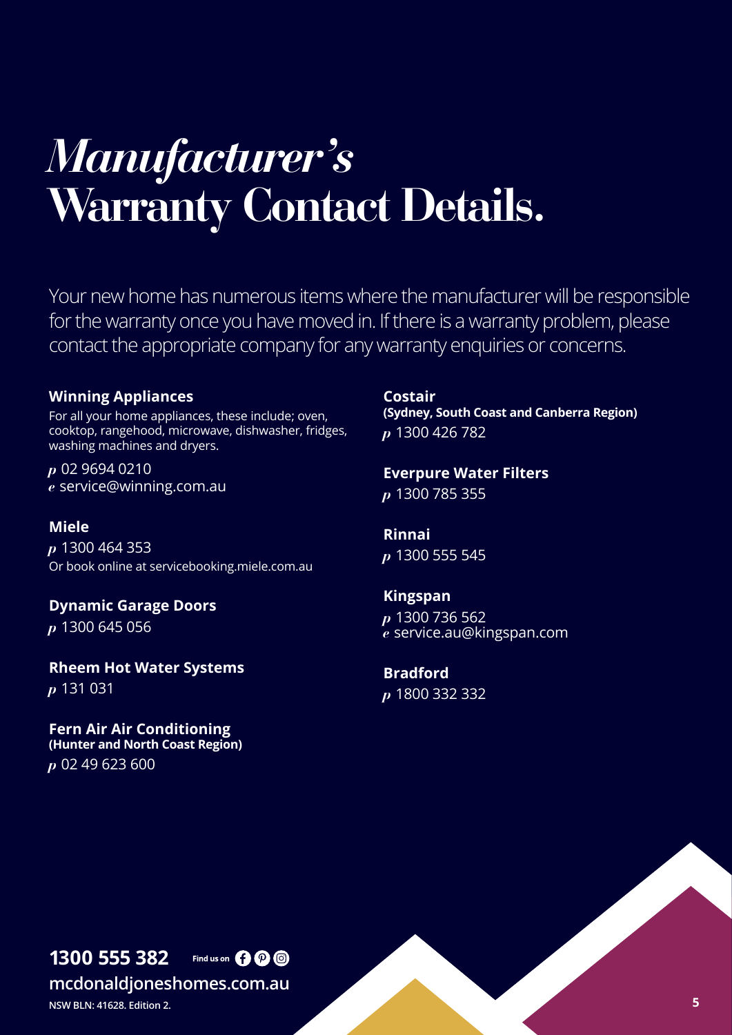# *Manufacturer's* Warranty Contact Details.

Your new home has numerous items where the manufacturer will be responsible for the warranty once you have moved in. If there is a warranty problem, please contact the appropriate company for any warranty enquiries or concerns.

**Winning Appliances**

For all your home appliances, these include; oven, cooktop, rangehood, microwave, dishwasher, fridges, washing machines and dryers.

*p* 02 9694 0210
*e* service@winning.com.au

**Miele**

*p* 1300 464 353
Or book online at servicebooking.miele.com.au

**Dynamic Garage Doors**

*p* 1300 645 056

**Rheem Hot Water Systems**

*p* 131 031

**Fern Air Air Conditioning**
**(Hunter and North Coast Region)**

*p* 02 49 623 600

**Costair**
**(Sydney, South Coast and Canberra Region)**

*p* 1300 426 782

**Everpure Water Filters**

*p* 1300 785 355

**Rinnai**

*p* 1300 555 545

**Kingspan**

*p* 1300 736 562
*e* service.au@kingspan.com

**Bradford**

*p* 1800 332 332

**1300 555 382** Find us on

**mcdonaldjoneshomes.com.au**

NSW BLN: 41628. Edition 2.